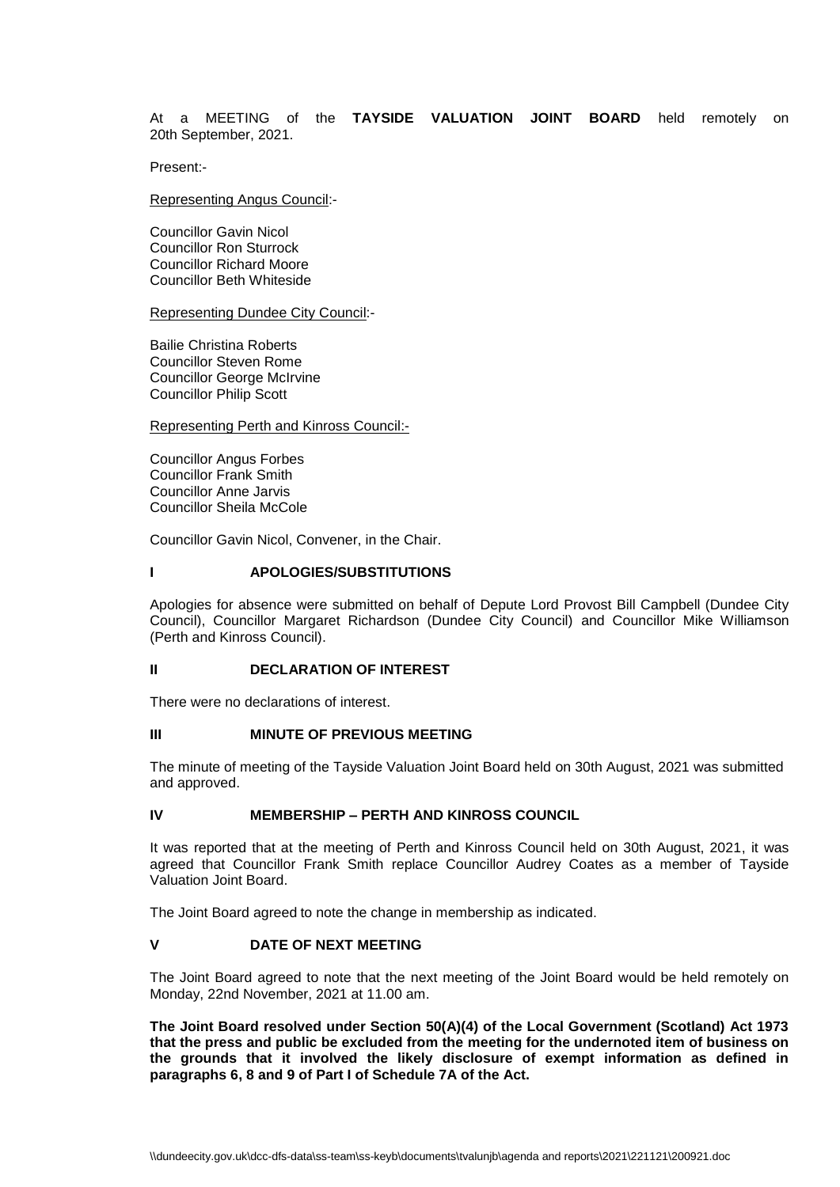At a MEETING of the **TAYSIDE VALUATION JOINT BOARD** held remotely on 20th September, 2021.

Present:-

Representing Angus Council:-

Councillor Gavin Nicol
Councillor Ron Sturrock
Councillor Richard Moore
Councillor Beth Whiteside

Representing Dundee City Council:-

Bailie Christina Roberts
Councillor Steven Rome
Councillor George McIrvine
Councillor Philip Scott

Representing Perth and Kinross Council:-

Councillor Angus Forbes
Councillor Frank Smith
Councillor Anne Jarvis
Councillor Sheila McCole

Councillor Gavin Nicol, Convener, in the Chair.

## I APOLOGIES/SUBSTITUTIONS

Apologies for absence were submitted on behalf of Depute Lord Provost Bill Campbell (Dundee City Council), Councillor Margaret Richardson (Dundee City Council) and Councillor Mike Williamson (Perth and Kinross Council).

## II DECLARATION OF INTEREST

There were no declarations of interest.

## III MINUTE OF PREVIOUS MEETING

The minute of meeting of the Tayside Valuation Joint Board held on 30th August, 2021 was submitted and approved.

## IV MEMBERSHIP – PERTH AND KINROSS COUNCIL

It was reported that at the meeting of Perth and Kinross Council held on 30th August, 2021, it was agreed that Councillor Frank Smith replace Councillor Audrey Coates as a member of Tayside Valuation Joint Board.

The Joint Board agreed to note the change in membership as indicated.

## V DATE OF NEXT MEETING

The Joint Board agreed to note that the next meeting of the Joint Board would be held remotely on Monday, 22nd November, 2021 at 11.00 am.

**The Joint Board resolved under Section 50(A)(4) of the Local Government (Scotland) Act 1973 that the press and public be excluded from the meeting for the undernoted item of business on the grounds that it involved the likely disclosure of exempt information as defined in paragraphs 6, 8 and 9 of Part I of Schedule 7A of the Act.**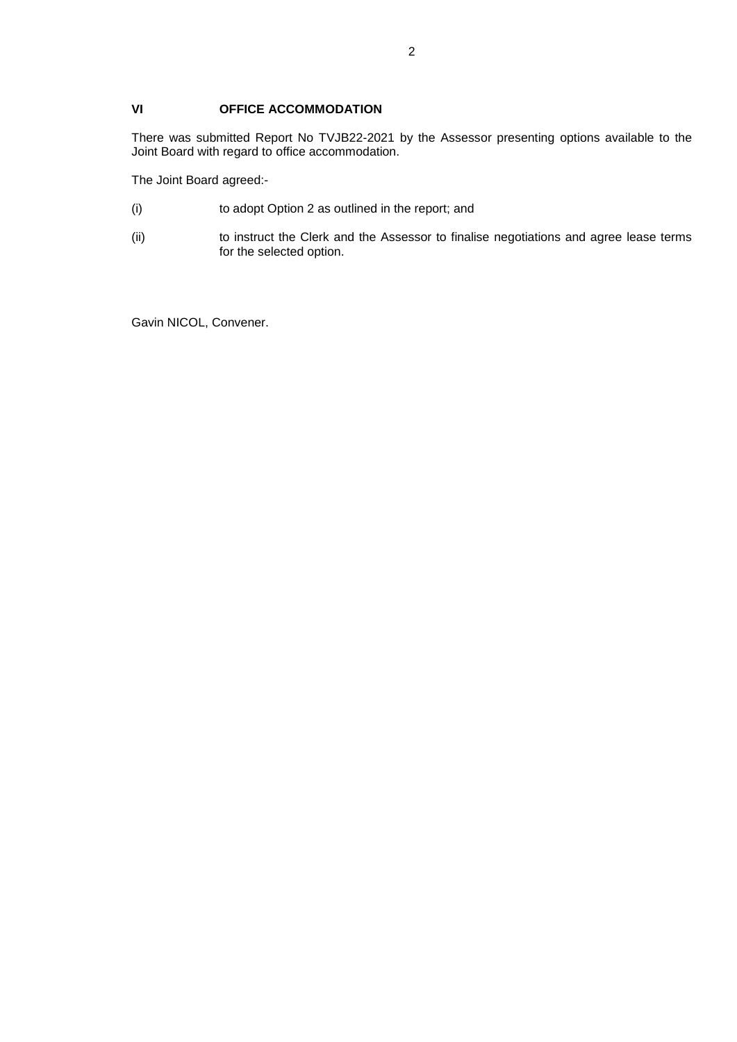## VI OFFICE ACCOMMODATION

There was submitted Report No TVJB22-2021 by the Assessor presenting options available to the Joint Board with regard to office accommodation.

The Joint Board agreed:-

(i) to adopt Option 2 as outlined in the report; and

(ii) to instruct the Clerk and the Assessor to finalise negotiations and agree lease terms for the selected option.

Gavin NICOL, Convener.